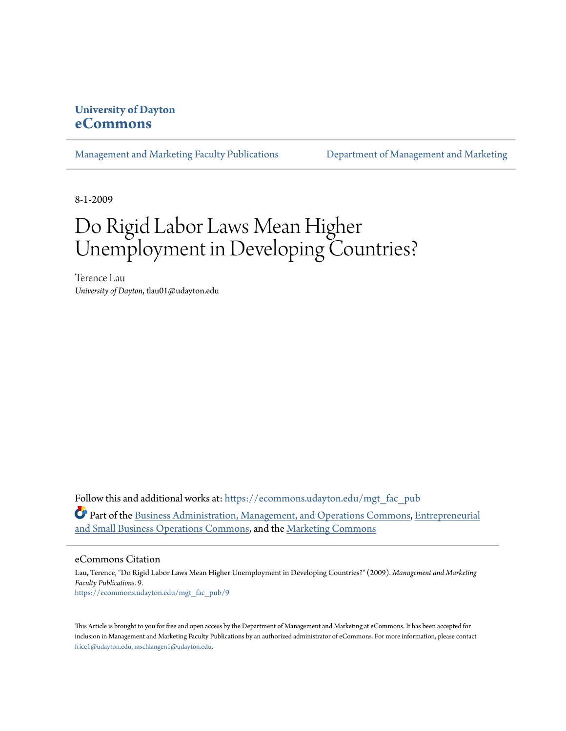**University of Dayton**
**eCommons**

Management and Marketing Faculty Publications | Department of Management and Marketing

8-1-2009

# Do Rigid Labor Laws Mean Higher Unemployment in Developing Countries?

Terence Lau
*University of Dayton*, tlau01@udayton.edu

Follow this and additional works at: https://ecommons.udayton.edu/mgt_fac_pub

Part of the Business Administration, Management, and Operations Commons, Entrepreneurial and Small Business Operations Commons, and the Marketing Commons

## eCommons Citation

Lau, Terence, "Do Rigid Labor Laws Mean Higher Unemployment in Developing Countries?" (2009). *Management and Marketing Faculty Publications*. 9.
https://ecommons.udayton.edu/mgt_fac_pub/9

This Article is brought to you for free and open access by the Department of Management and Marketing at eCommons. It has been accepted for inclusion in Management and Marketing Faculty Publications by an authorized administrator of eCommons. For more information, please contact frice1@udayton.edu, mschlangen1@udayton.edu.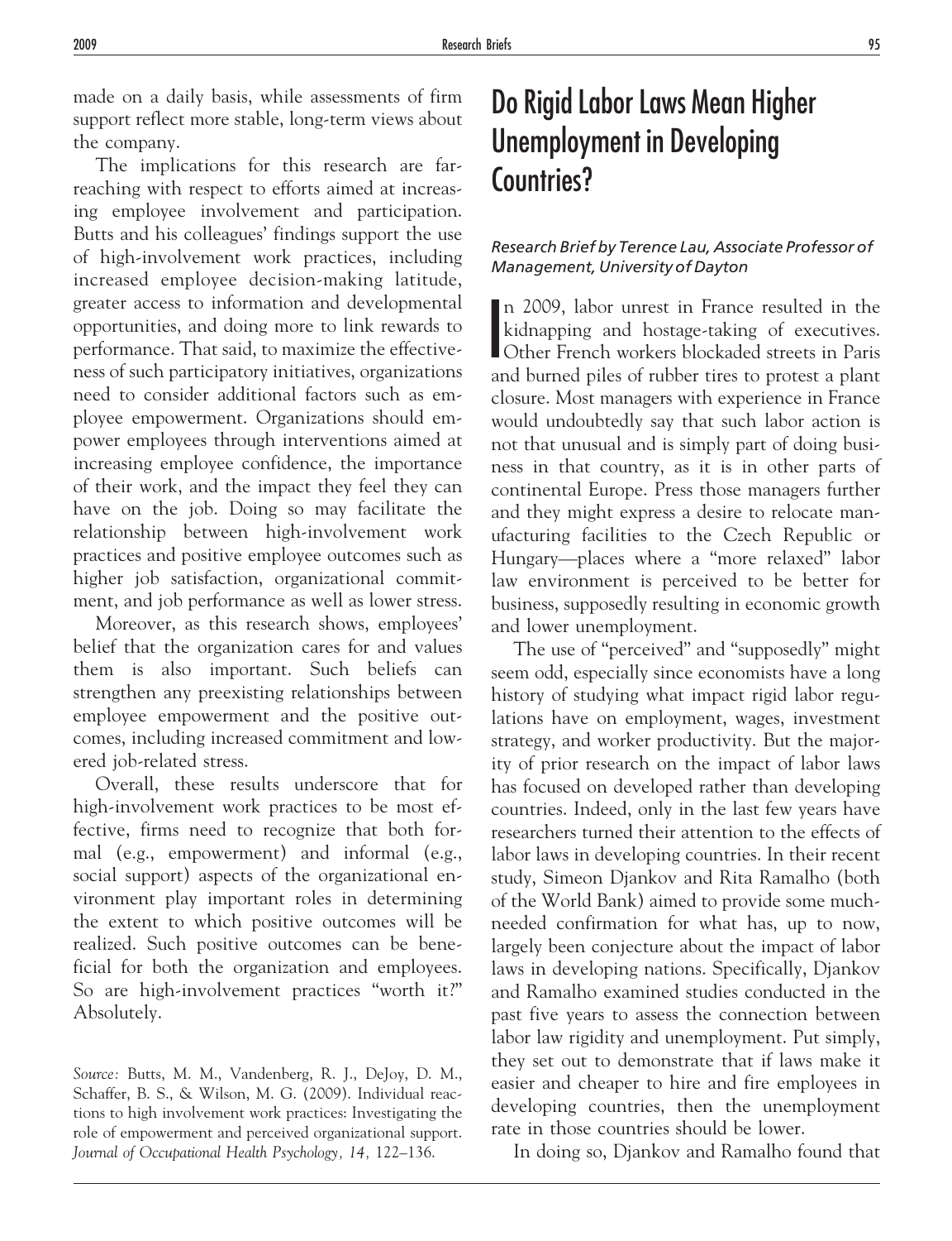made on a daily basis, while assessments of firm support reflect more stable, long-term views about the company.

The implications for this research are far-reaching with respect to efforts aimed at increasing employee involvement and participation. Butts and his colleagues' findings support the use of high-involvement work practices, including increased employee decision-making latitude, greater access to information and developmental opportunities, and doing more to link rewards to performance. That said, to maximize the effectiveness of such participatory initiatives, organizations need to consider additional factors such as employee empowerment. Organizations should empower employees through interventions aimed at increasing employee confidence, the importance of their work, and the impact they feel they can have on the job. Doing so may facilitate the relationship between high-involvement work practices and positive employee outcomes such as higher job satisfaction, organizational commitment, and job performance as well as lower stress.

Moreover, as this research shows, employees' belief that the organization cares for and values them is also important. Such beliefs can strengthen any preexisting relationships between employee empowerment and the positive outcomes, including increased commitment and lowered job-related stress.

Overall, these results underscore that for high-involvement work practices to be most effective, firms need to recognize that both formal (e.g., empowerment) and informal (e.g., social support) aspects of the organizational environment play important roles in determining the extent to which positive outcomes will be realized. Such positive outcomes can be beneficial for both the organization and employees. So are high-involvement practices "worth it?" Absolutely.

*Source:* Butts, M. M., Vandenberg, R. J., DeJoy, D. M., Schaffer, B. S., & Wilson, M. G. (2009). Individual reactions to high involvement work practices: Investigating the role of empowerment and perceived organizational support. *Journal of Occupational Health Psychology, 14,* 122–136.

# Do Rigid Labor Laws Mean Higher Unemployment in Developing Countries?

*Research Brief by Terence Lau, Associate Professor of Management, University of Dayton*

In 2009, labor unrest in France resulted in the kidnapping and hostage-taking of executives. Other French workers blockaded streets in Paris and burned piles of rubber tires to protest a plant closure. Most managers with experience in France would undoubtedly say that such labor action is not that unusual and is simply part of doing business in that country, as it is in other parts of continental Europe. Press those managers further and they might express a desire to relocate manufacturing facilities to the Czech Republic or Hungary—places where a "more relaxed" labor law environment is perceived to be better for business, supposedly resulting in economic growth and lower unemployment.

The use of "perceived" and "supposedly" might seem odd, especially since economists have a long history of studying what impact rigid labor regulations have on employment, wages, investment strategy, and worker productivity. But the majority of prior research on the impact of labor laws has focused on developed rather than developing countries. Indeed, only in the last few years have researchers turned their attention to the effects of labor laws in developing countries. In their recent study, Simeon Djankov and Rita Ramalho (both of the World Bank) aimed to provide some much-needed confirmation for what has, up to now, largely been conjecture about the impact of labor laws in developing nations. Specifically, Djankov and Ramalho examined studies conducted in the past five years to assess the connection between labor law rigidity and unemployment. Put simply, they set out to demonstrate that if laws make it easier and cheaper to hire and fire employees in developing countries, then the unemployment rate in those countries should be lower.

In doing so, Djankov and Ramalho found that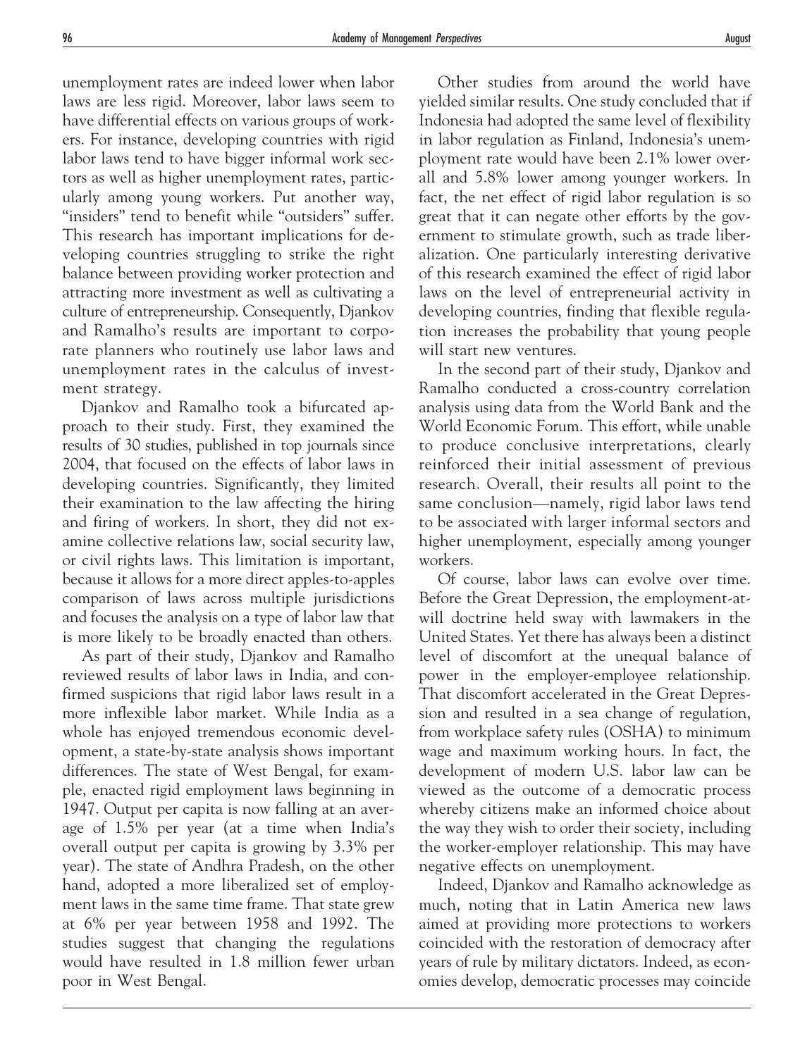unemployment rates are indeed lower when labor laws are less rigid. Moreover, labor laws seem to have differential effects on various groups of workers. For instance, developing countries with rigid labor laws tend to have bigger informal work sectors as well as higher unemployment rates, particularly among young workers. Put another way, "insiders" tend to benefit while "outsiders" suffer. This research has important implications for developing countries struggling to strike the right balance between providing worker protection and attracting more investment as well as cultivating a culture of entrepreneurship. Consequently, Djankov and Ramalho's results are important to corporate planners who routinely use labor laws and unemployment rates in the calculus of investment strategy.

Djankov and Ramalho took a bifurcated approach to their study. First, they examined the results of 30 studies, published in top journals since 2004, that focused on the effects of labor laws in developing countries. Significantly, they limited their examination to the law affecting the hiring and firing of workers. In short, they did not examine collective relations law, social security law, or civil rights laws. This limitation is important, because it allows for a more direct apples-to-apples comparison of laws across multiple jurisdictions and focuses the analysis on a type of labor law that is more likely to be broadly enacted than others.

As part of their study, Djankov and Ramalho reviewed results of labor laws in India, and confirmed suspicions that rigid labor laws result in a more inflexible labor market. While India as a whole has enjoyed tremendous economic development, a state-by-state analysis shows important differences. The state of West Bengal, for example, enacted rigid employment laws beginning in 1947. Output per capita is now falling at an average of 1.5% per year (at a time when India's overall output per capita is growing by 3.3% per year). The state of Andhra Pradesh, on the other hand, adopted a more liberalized set of employment laws in the same time frame. That state grew at 6% per year between 1958 and 1992. The studies suggest that changing the regulations would have resulted in 1.8 million fewer urban poor in West Bengal.

Other studies from around the world have yielded similar results. One study concluded that if Indonesia had adopted the same level of flexibility in labor regulation as Finland, Indonesia's unemployment rate would have been 2.1% lower overall and 5.8% lower among younger workers. In fact, the net effect of rigid labor regulation is so great that it can negate other efforts by the government to stimulate growth, such as trade liberalization. One particularly interesting derivative of this research examined the effect of rigid labor laws on the level of entrepreneurial activity in developing countries, finding that flexible regulation increases the probability that young people will start new ventures.

In the second part of their study, Djankov and Ramalho conducted a cross-country correlation analysis using data from the World Bank and the World Economic Forum. This effort, while unable to produce conclusive interpretations, clearly reinforced their initial assessment of previous research. Overall, their results all point to the same conclusion—namely, rigid labor laws tend to be associated with larger informal sectors and higher unemployment, especially among younger workers.

Of course, labor laws can evolve over time. Before the Great Depression, the employment-at-will doctrine held sway with lawmakers in the United States. Yet there has always been a distinct level of discomfort at the unequal balance of power in the employer-employee relationship. That discomfort accelerated in the Great Depression and resulted in a sea change of regulation, from workplace safety rules (OSHA) to minimum wage and maximum working hours. In fact, the development of modern U.S. labor law can be viewed as the outcome of a democratic process whereby citizens make an informed choice about the way they wish to order their society, including the worker-employer relationship. This may have negative effects on unemployment.

Indeed, Djankov and Ramalho acknowledge as much, noting that in Latin America new laws aimed at providing more protections to workers coincided with the restoration of democracy after years of rule by military dictators. Indeed, as economies develop, democratic processes may coincide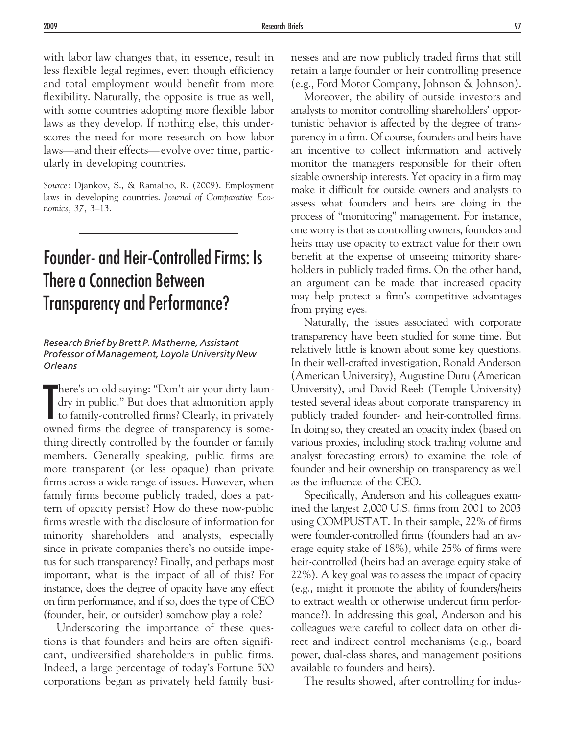with labor law changes that, in essence, result in less flexible legal regimes, even though efficiency and total employment would benefit from more flexibility. Naturally, the opposite is true as well, with some countries adopting more flexible labor laws as they develop. If nothing else, this underscores the need for more research on how labor laws—and their effects—evolve over time, particularly in developing countries.

*Source:* Djankov, S., & Ramalho, R. (2009). Employment laws in developing countries. *Journal of Comparative Economics, 37,* 3–13.

---

# Founder- and Heir-Controlled Firms: Is There a Connection Between Transparency and Performance?

*Research Brief by Brett P. Matherne, Assistant Professor of Management, Loyola University New Orleans*

There's an old saying: "Don't air your dirty laundry in public." But does that admonition apply to family-controlled firms? Clearly, in privately owned firms the degree of transparency is something directly controlled by the founder or family members. Generally speaking, public firms are more transparent (or less opaque) than private firms across a wide range of issues. However, when family firms become publicly traded, does a pattern of opacity persist? How do these now-public firms wrestle with the disclosure of information for minority shareholders and analysts, especially since in private companies there's no outside impetus for such transparency? Finally, and perhaps most important, what is the impact of all of this? For instance, does the degree of opacity have any effect on firm performance, and if so, does the type of CEO (founder, heir, or outsider) somehow play a role?

Underscoring the importance of these questions is that founders and heirs are often significant, undiversified shareholders in public firms. Indeed, a large percentage of today's Fortune 500 corporations began as privately held family businesses and are now publicly traded firms that still retain a large founder or heir controlling presence (e.g., Ford Motor Company, Johnson & Johnson).

Moreover, the ability of outside investors and analysts to monitor controlling shareholders' opportunistic behavior is affected by the degree of transparency in a firm. Of course, founders and heirs have an incentive to collect information and actively monitor the managers responsible for their often sizable ownership interests. Yet opacity in a firm may make it difficult for outside owners and analysts to assess what founders and heirs are doing in the process of "monitoring" management. For instance, one worry is that as controlling owners, founders and heirs may use opacity to extract value for their own benefit at the expense of unseeing minority shareholders in publicly traded firms. On the other hand, an argument can be made that increased opacity may help protect a firm's competitive advantages from prying eyes.

Naturally, the issues associated with corporate transparency have been studied for some time. But relatively little is known about some key questions. In their well-crafted investigation, Ronald Anderson (American University), Augustine Duru (American University), and David Reeb (Temple University) tested several ideas about corporate transparency in publicly traded founder- and heir-controlled firms. In doing so, they created an opacity index (based on various proxies, including stock trading volume and analyst forecasting errors) to examine the role of founder and heir ownership on transparency as well as the influence of the CEO.

Specifically, Anderson and his colleagues examined the largest 2,000 U.S. firms from 2001 to 2003 using COMPUSTAT. In their sample, 22% of firms were founder-controlled firms (founders had an average equity stake of 18%), while 25% of firms were heir-controlled (heirs had an average equity stake of 22%). A key goal was to assess the impact of opacity (e.g., might it promote the ability of founders/heirs to extract wealth or otherwise undercut firm performance?). In addressing this goal, Anderson and his colleagues were careful to collect data on other direct and indirect control mechanisms (e.g., board power, dual-class shares, and management positions available to founders and heirs).

The results showed, after controlling for indus-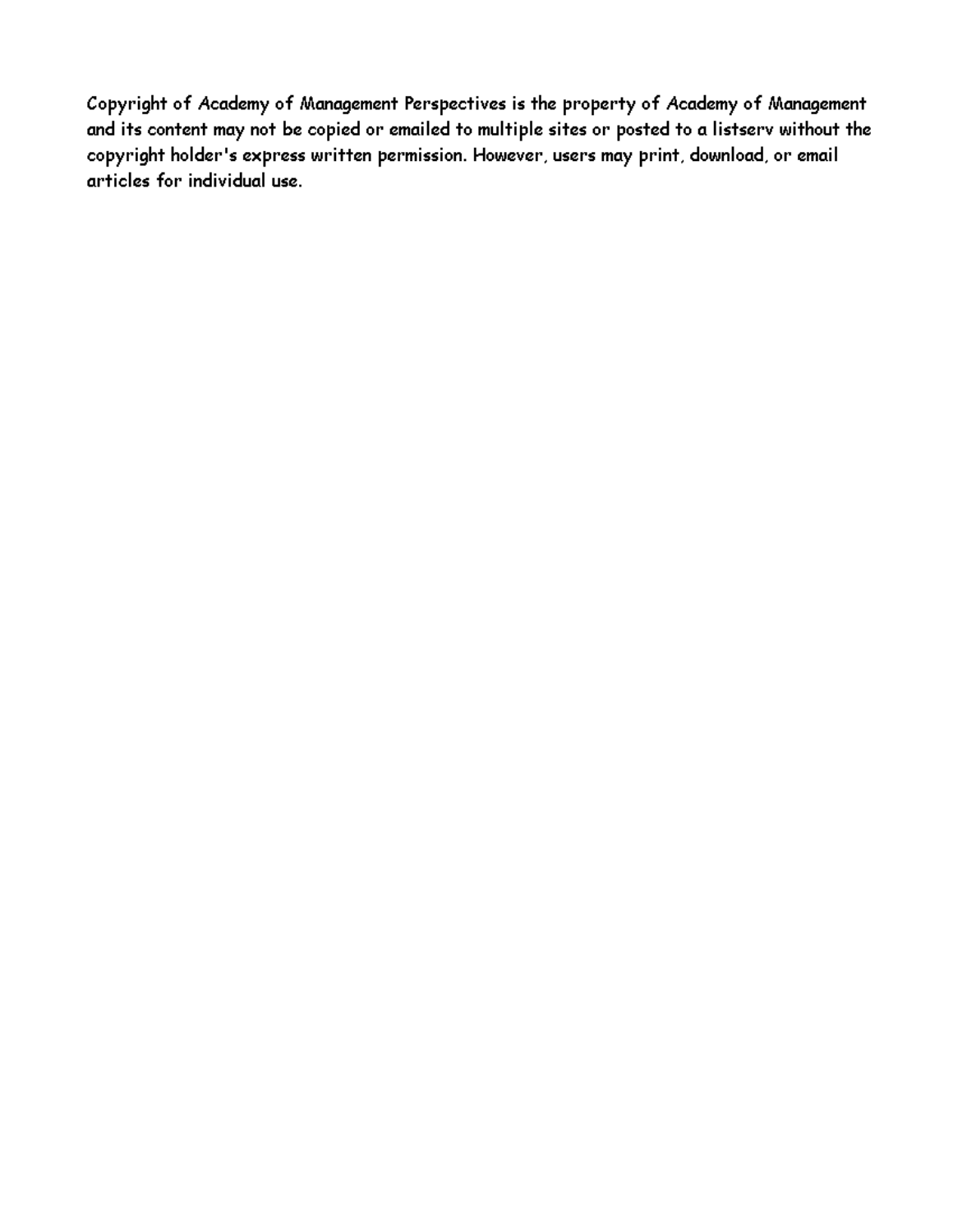Copyright of Academy of Management Perspectives is the property of Academy of Management and its content may not be copied or emailed to multiple sites or posted to a listserv without the copyright holder's express written permission. However, users may print, download, or email articles for individual use.